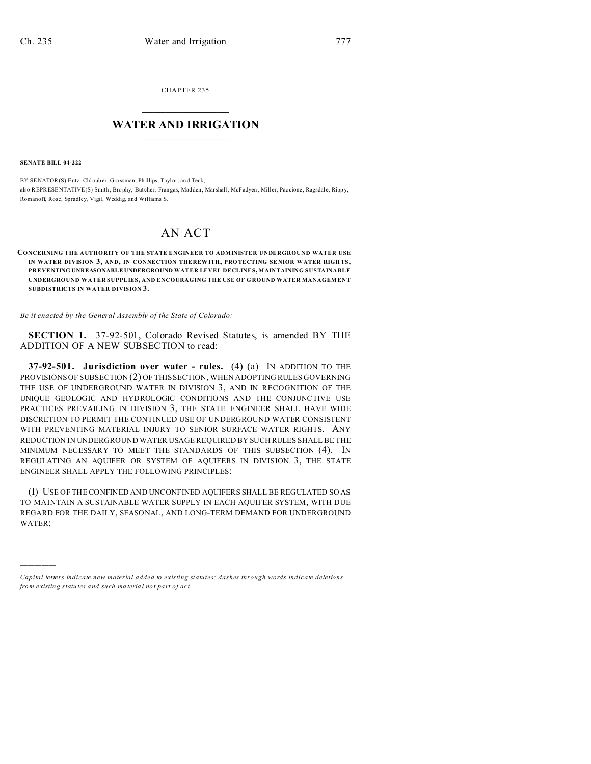CHAPTER 235

# WATER AND IRRIGATION

**SENATE BILL 04-222**

BY SENATOR(S) Entz, Chlouber, Grossman, Phillips, Taylor, and Teck;
also REPRESENTATIVE(S) Smith, Brophy, Butcher, Frangas, Madden, Marshall, McFadyen, Miller, Paccione, Ragsdale, Rippy, Romanoff, Rose, Spradley, Vigil, Weddig, and Williams S.

# AN ACT

**CONCERNING THE AUTHORITY OF THE STATE ENGINEER TO ADMINISTER UNDERGROUND WATER USE IN WATER DIVISION 3, AND, IN CONNECTION THEREWITH, PROTECTING SENIOR WATER RIGHTS, PREVENTING UNREASONABLE UNDERGROUND WATER LEVEL DECLINES, MAINTAINING SUSTAINABLE UNDERGROUND WATER SUPPLIES, AND ENCOURAGING THE USE OF GROUND WATER MANAGEMENT SUBDISTRICTS IN WATER DIVISION 3.**

*Be it enacted by the General Assembly of the State of Colorado:*

**SECTION 1.** 37-92-501, Colorado Revised Statutes, is amended BY THE ADDITION OF A NEW SUBSECTION to read:

**37-92-501. Jurisdiction over water - rules.** (4) (a) IN ADDITION TO THE PROVISIONS OF SUBSECTION (2) OF THIS SECTION, WHEN ADOPTING RULES GOVERNING THE USE OF UNDERGROUND WATER IN DIVISION 3, AND IN RECOGNITION OF THE UNIQUE GEOLOGIC AND HYDROLOGIC CONDITIONS AND THE CONJUNCTIVE USE PRACTICES PREVAILING IN DIVISION 3, THE STATE ENGINEER SHALL HAVE WIDE DISCRETION TO PERMIT THE CONTINUED USE OF UNDERGROUND WATER CONSISTENT WITH PREVENTING MATERIAL INJURY TO SENIOR SURFACE WATER RIGHTS. ANY REDUCTION IN UNDERGROUND WATER USAGE REQUIRED BY SUCH RULES SHALL BE THE MINIMUM NECESSARY TO MEET THE STANDARDS OF THIS SUBSECTION (4). IN REGULATING AN AQUIFER OR SYSTEM OF AQUIFERS IN DIVISION 3, THE STATE ENGINEER SHALL APPLY THE FOLLOWING PRINCIPLES:

(I) USE OF THE CONFINED AND UNCONFINED AQUIFERS SHALL BE REGULATED SO AS TO MAINTAIN A SUSTAINABLE WATER SUPPLY IN EACH AQUIFER SYSTEM, WITH DUE REGARD FOR THE DAILY, SEASONAL, AND LONG-TERM DEMAND FOR UNDERGROUND WATER;

---

*Capital letters indicate new material added to existing statutes; dashes through words indicate deletions from existing statutes and such material not part of act.*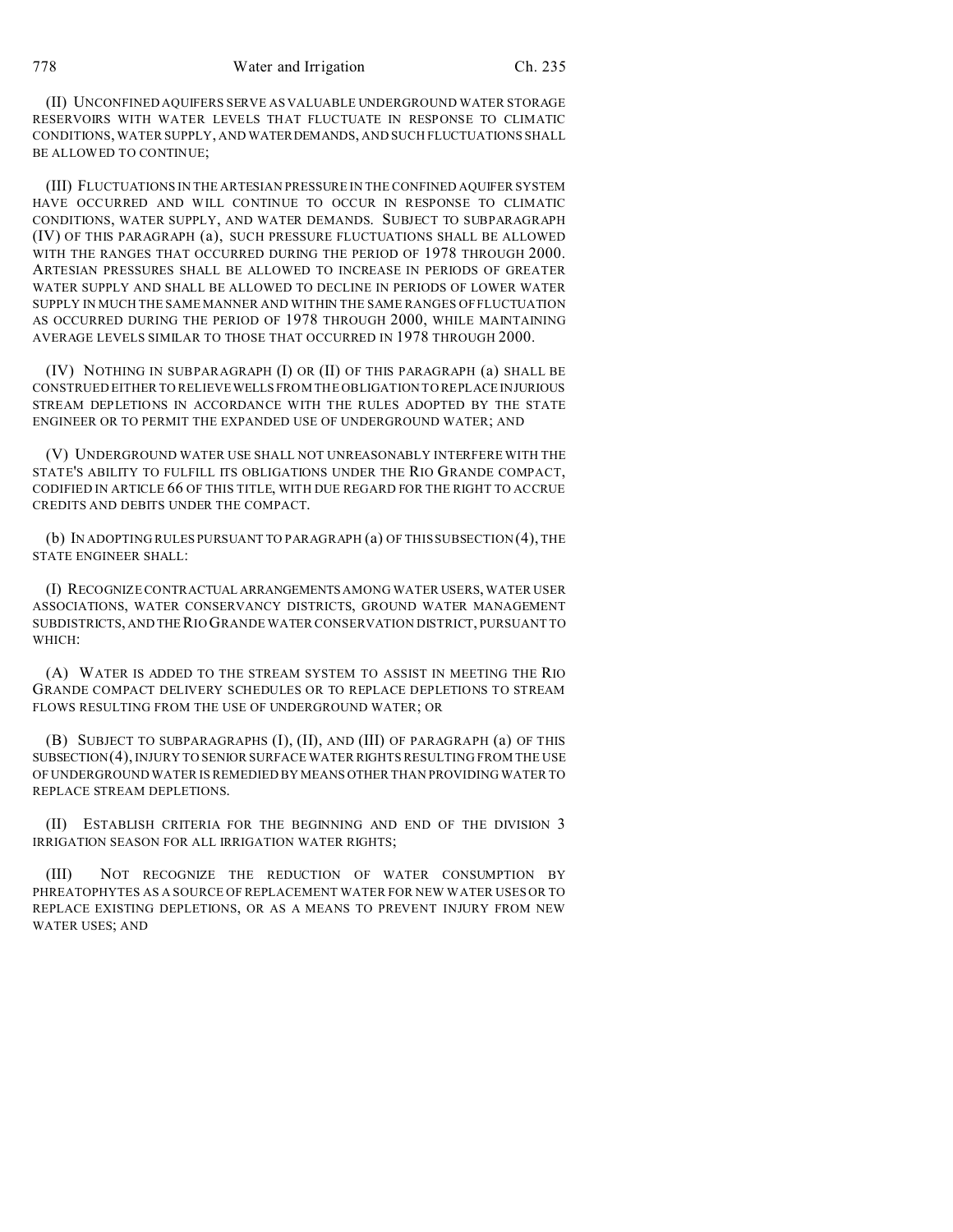(II) UNCONFINED AQUIFERS SERVE AS VALUABLE UNDERGROUND WATER STORAGE RESERVOIRS WITH WATER LEVELS THAT FLUCTUATE IN RESPONSE TO CLIMATIC CONDITIONS, WATER SUPPLY, AND WATER DEMANDS, AND SUCH FLUCTUATIONS SHALL BE ALLOWED TO CONTINUE;

(III) FLUCTUATIONS IN THE ARTESIAN PRESSURE IN THE CONFINED AQUIFER SYSTEM HAVE OCCURRED AND WILL CONTINUE TO OCCUR IN RESPONSE TO CLIMATIC CONDITIONS, WATER SUPPLY, AND WATER DEMANDS. SUBJECT TO SUBPARAGRAPH (IV) OF THIS PARAGRAPH (a), SUCH PRESSURE FLUCTUATIONS SHALL BE ALLOWED WITH THE RANGES THAT OCCURRED DURING THE PERIOD OF 1978 THROUGH 2000. ARTESIAN PRESSURES SHALL BE ALLOWED TO INCREASE IN PERIODS OF GREATER WATER SUPPLY AND SHALL BE ALLOWED TO DECLINE IN PERIODS OF LOWER WATER SUPPLY IN MUCH THE SAME MANNER AND WITHIN THE SAME RANGES OF FLUCTUATION AS OCCURRED DURING THE PERIOD OF 1978 THROUGH 2000, WHILE MAINTAINING AVERAGE LEVELS SIMILAR TO THOSE THAT OCCURRED IN 1978 THROUGH 2000.

(IV) NOTHING IN SUBPARAGRAPH (I) OR (II) OF THIS PARAGRAPH (a) SHALL BE CONSTRUED EITHER TO RELIEVE WELLS FROM THE OBLIGATION TO REPLACE INJURIOUS STREAM DEPLETIONS IN ACCORDANCE WITH THE RULES ADOPTED BY THE STATE ENGINEER OR TO PERMIT THE EXPANDED USE OF UNDERGROUND WATER; AND

(V) UNDERGROUND WATER USE SHALL NOT UNREASONABLY INTERFERE WITH THE STATE'S ABILITY TO FULFILL ITS OBLIGATIONS UNDER THE RIO GRANDE COMPACT, CODIFIED IN ARTICLE 66 OF THIS TITLE, WITH DUE REGARD FOR THE RIGHT TO ACCRUE CREDITS AND DEBITS UNDER THE COMPACT.

(b) IN ADOPTING RULES PURSUANT TO PARAGRAPH (a) OF THIS SUBSECTION (4), THE STATE ENGINEER SHALL:

(I) RECOGNIZE CONTRACTUAL ARRANGEMENTS AMONG WATER USERS, WATER USER ASSOCIATIONS, WATER CONSERVANCY DISTRICTS, GROUND WATER MANAGEMENT SUBDISTRICTS, AND THE RIO GRANDE WATER CONSERVATION DISTRICT, PURSUANT TO WHICH:

(A) WATER IS ADDED TO THE STREAM SYSTEM TO ASSIST IN MEETING THE RIO GRANDE COMPACT DELIVERY SCHEDULES OR TO REPLACE DEPLETIONS TO STREAM FLOWS RESULTING FROM THE USE OF UNDERGROUND WATER; OR

(B) SUBJECT TO SUBPARAGRAPHS (I), (II), AND (III) OF PARAGRAPH (a) OF THIS SUBSECTION (4), INJURY TO SENIOR SURFACE WATER RIGHTS RESULTING FROM THE USE OF UNDERGROUND WATER IS REMEDIED BY MEANS OTHER THAN PROVIDING WATER TO REPLACE STREAM DEPLETIONS.

(II) ESTABLISH CRITERIA FOR THE BEGINNING AND END OF THE DIVISION 3 IRRIGATION SEASON FOR ALL IRRIGATION WATER RIGHTS;

(III) NOT RECOGNIZE THE REDUCTION OF WATER CONSUMPTION BY PHREATOPHYTES AS A SOURCE OF REPLACEMENT WATER FOR NEW WATER USES OR TO REPLACE EXISTING DEPLETIONS, OR AS A MEANS TO PREVENT INJURY FROM NEW WATER USES; AND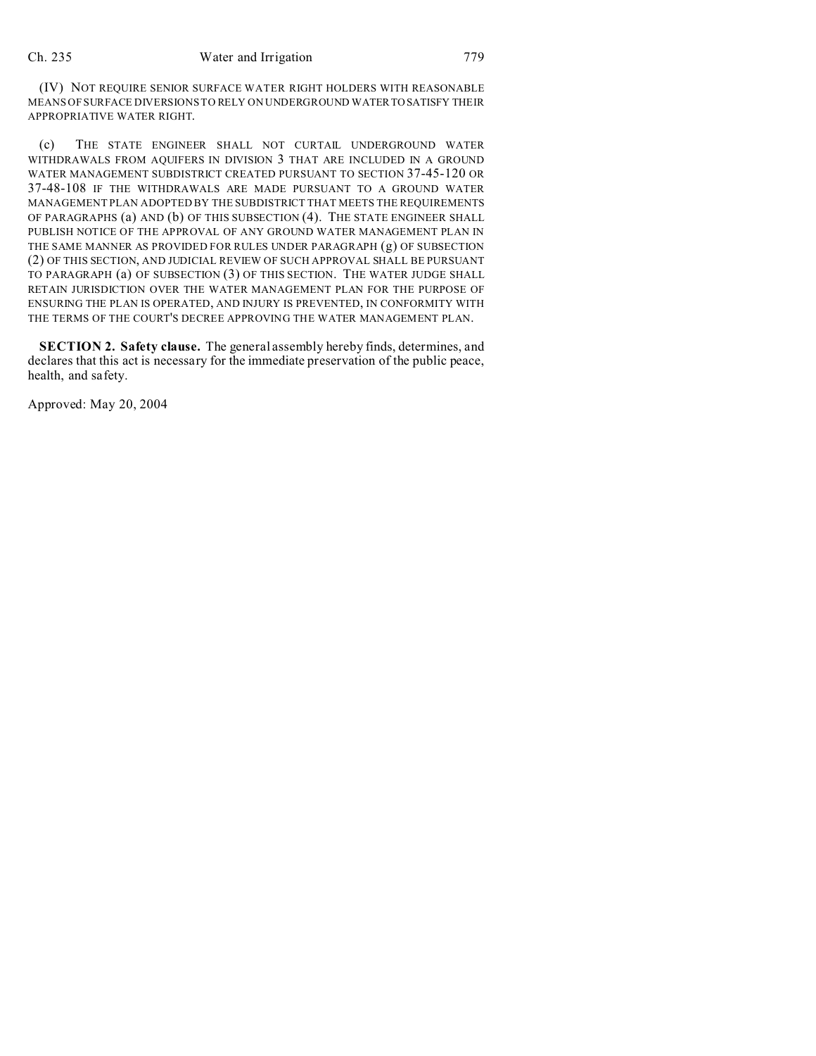(IV) NOT REQUIRE SENIOR SURFACE WATER RIGHT HOLDERS WITH REASONABLE MEANS OF SURFACE DIVERSIONS TO RELY ON UNDERGROUND WATER TO SATISFY THEIR APPROPRIATIVE WATER RIGHT.

(c) THE STATE ENGINEER SHALL NOT CURTAIL UNDERGROUND WATER WITHDRAWALS FROM AQUIFERS IN DIVISION 3 THAT ARE INCLUDED IN A GROUND WATER MANAGEMENT SUBDISTRICT CREATED PURSUANT TO SECTION 37-45-120 OR 37-48-108 IF THE WITHDRAWALS ARE MADE PURSUANT TO A GROUND WATER MANAGEMENT PLAN ADOPTED BY THE SUBDISTRICT THAT MEETS THE REQUIREMENTS OF PARAGRAPHS (a) AND (b) OF THIS SUBSECTION (4). THE STATE ENGINEER SHALL PUBLISH NOTICE OF THE APPROVAL OF ANY GROUND WATER MANAGEMENT PLAN IN THE SAME MANNER AS PROVIDED FOR RULES UNDER PARAGRAPH (g) OF SUBSECTION (2) OF THIS SECTION, AND JUDICIAL REVIEW OF SUCH APPROVAL SHALL BE PURSUANT TO PARAGRAPH (a) OF SUBSECTION (3) OF THIS SECTION. THE WATER JUDGE SHALL RETAIN JURISDICTION OVER THE WATER MANAGEMENT PLAN FOR THE PURPOSE OF ENSURING THE PLAN IS OPERATED, AND INJURY IS PREVENTED, IN CONFORMITY WITH THE TERMS OF THE COURT'S DECREE APPROVING THE WATER MANAGEMENT PLAN.

**SECTION 2. Safety clause.** The general assembly hereby finds, determines, and declares that this act is necessary for the immediate preservation of the public peace, health, and safety.

Approved: May 20, 2004